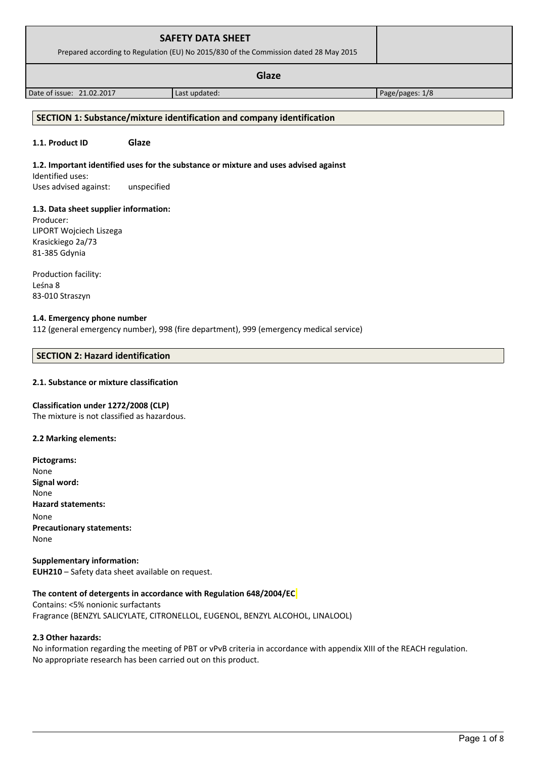| SAFETY DATA SHEET<br>Prepared according to Regulation (EU) No 2015/830 of the Commission dated 28 May 2015 | | |
|---|---|---|
| Glaze | | |
| Date of issue: 21.02.2017 | Last updated: | Page/pages: 1/8 |

## SECTION 1: Substance/mixture identification and company identification

**1.1. Product ID** **Glaze**

**1.2. Important identified uses for the substance or mixture and uses advised against**

Identified uses:
Uses advised against: unspecified

**1.3. Data sheet supplier information:**

Producer:
LIPORT Wojciech Liszega
Krasickiego 2a/73
81-385 Gdynia

Production facility:
Leśna 8
83-010 Straszyn

**1.4. Emergency phone number**

112 (general emergency number), 998 (fire department), 999 (emergency medical service)

## SECTION 2: Hazard identification

**2.1. Substance or mixture classification**

**Classification under 1272/2008 (CLP)**
The mixture is not classified as hazardous.

**2.2 Marking elements:**

**Pictograms:**
None
**Signal word:**
None
**Hazard statements:**
None
**Precautionary statements:**
None

**Supplementary information:**
**EUH210** – Safety data sheet available on request.

**The content of detergents in accordance with Regulation 648/2004/EC**
Contains: <5% nonionic surfactants
Fragrance (BENZYL SALICYLATE, CITRONELLOL, EUGENOL, BENZYL ALCOHOL, LINALOOL)

**2.3 Other hazards:**
No information regarding the meeting of PBT or vPvB criteria in accordance with appendix XIII of the REACH regulation.
No appropriate research has been carried out on this product.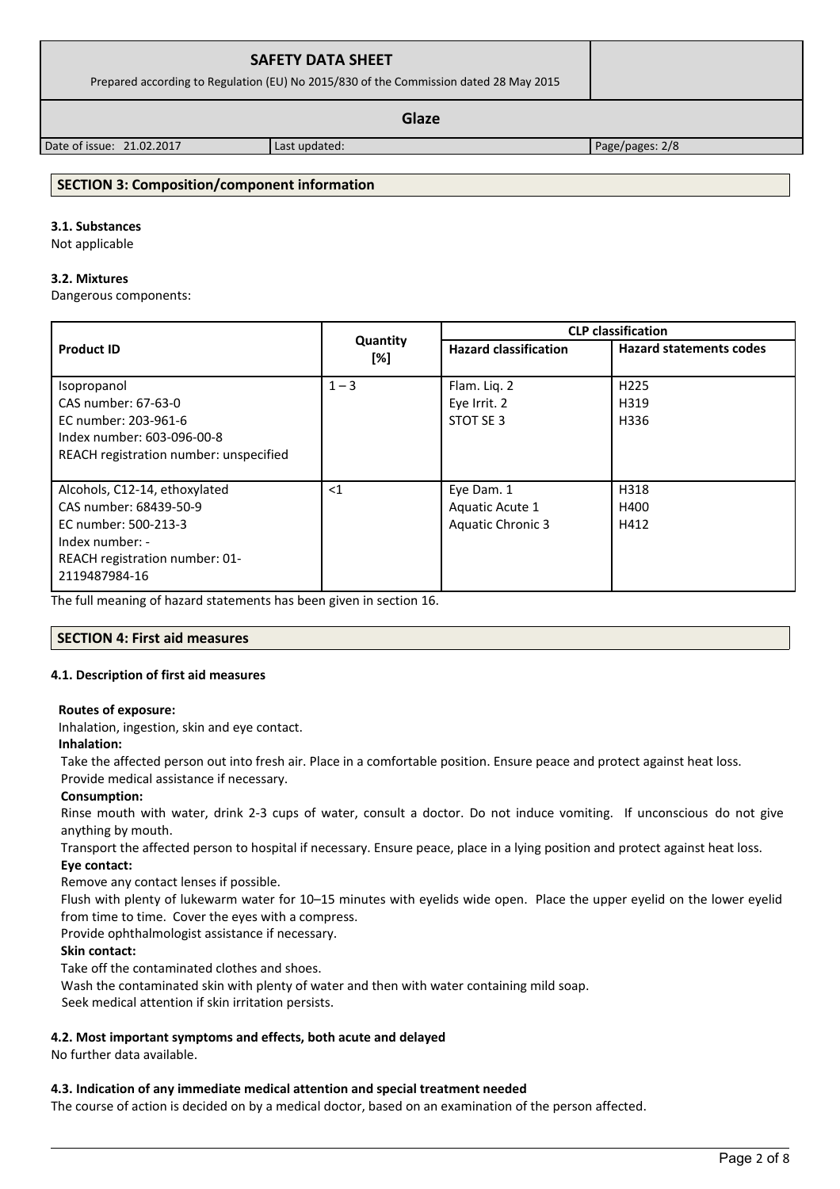## SECTION 3: Composition/component information

### 3.1. Substances

Not applicable

### 3.2. Mixtures

Dangerous components:

| Product ID | Quantity [%] | CLP classification | |
|---|---|---|---|
| | | Hazard classification | Hazard statements codes |
| Isopropanol<br>CAS number: 67-63-0<br>EC number: 203-961-6<br>Index number: 603-096-00-8<br>REACH registration number: unspecified | 1 – 3 | Flam. Liq. 2<br>Eye Irrit. 2<br>STOT SE 3 | H225<br>H319<br>H336 |
| Alcohols, C12-14, ethoxylated<br>CAS number: 68439-50-9<br>EC number: 500-213-3<br>Index number: -<br>REACH registration number: 01-2119487984-16 | <1 | Eye Dam. 1<br>Aquatic Acute 1<br>Aquatic Chronic 3 | H318<br>H400<br>H412 |

The full meaning of hazard statements has been given in section 16.

## SECTION 4: First aid measures

### 4.1. Description of first aid measures

**Routes of exposure:**

Inhalation, ingestion, skin and eye contact.

**Inhalation:**

Take the affected person out into fresh air. Place in a comfortable position. Ensure peace and protect against heat loss. Provide medical assistance if necessary.

**Consumption:**

Rinse mouth with water, drink 2-3 cups of water, consult a doctor. Do not induce vomiting. If unconscious do not give anything by mouth.

Transport the affected person to hospital if necessary. Ensure peace, place in a lying position and protect against heat loss.

**Eye contact:**

Remove any contact lenses if possible.

Flush with plenty of lukewarm water for 10–15 minutes with eyelids wide open. Place the upper eyelid on the lower eyelid from time to time. Cover the eyes with a compress.

Provide ophthalmologist assistance if necessary.

**Skin contact:**

Take off the contaminated clothes and shoes.

Wash the contaminated skin with plenty of water and then with water containing mild soap.

Seek medical attention if skin irritation persists.

### 4.2. Most important symptoms and effects, both acute and delayed

No further data available.

### 4.3. Indication of any immediate medical attention and special treatment needed

The course of action is decided on by a medical doctor, based on an examination of the person affected.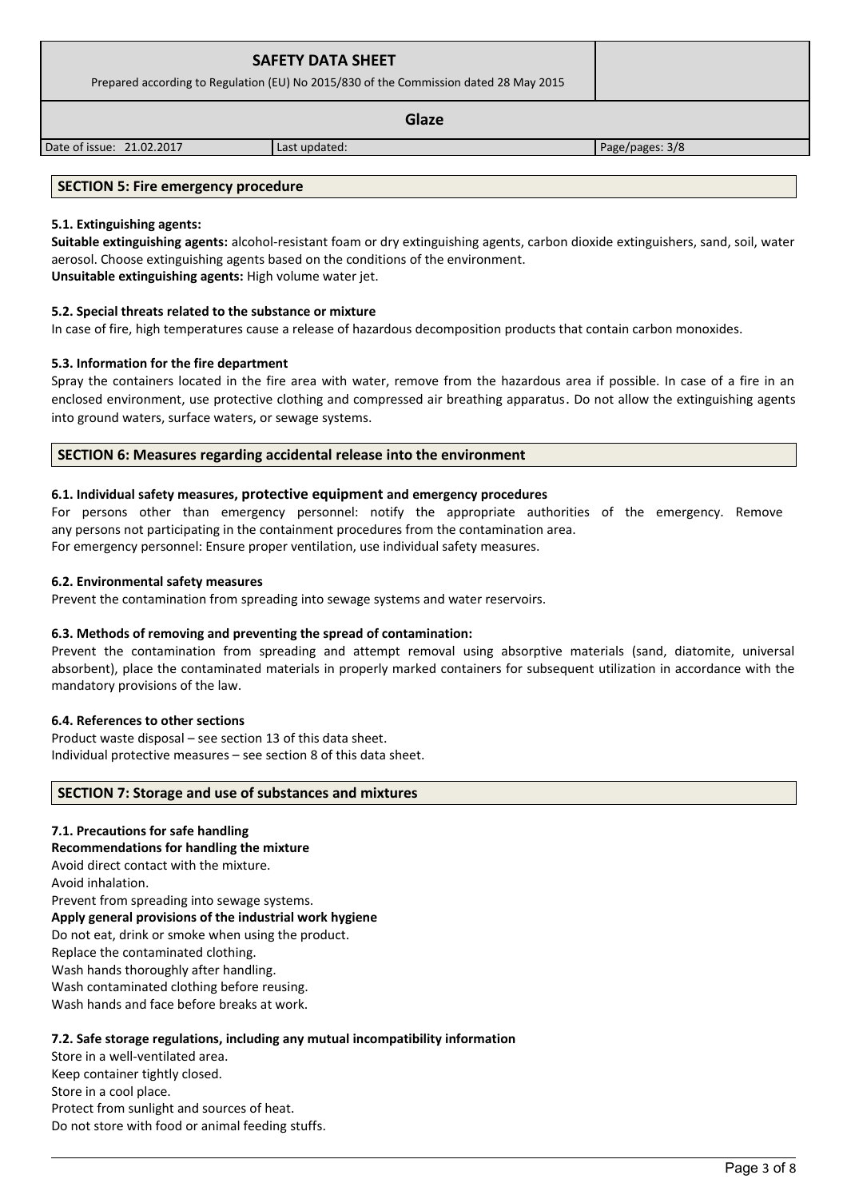## SECTION 5: Fire emergency procedure

### 5.1. Extinguishing agents:

**Suitable extinguishing agents:** alcohol-resistant foam or dry extinguishing agents, carbon dioxide extinguishers, sand, soil, water aerosol. Choose extinguishing agents based on the conditions of the environment.
**Unsuitable extinguishing agents:** High volume water jet.

### 5.2. Special threats related to the substance or mixture

In case of fire, high temperatures cause a release of hazardous decomposition products that contain carbon monoxides.

### 5.3. Information for the fire department

Spray the containers located in the fire area with water, remove from the hazardous area if possible. In case of a fire in an enclosed environment, use protective clothing and compressed air breathing apparatus. Do not allow the extinguishing agents into ground waters, surface waters, or sewage systems.

## SECTION 6: Measures regarding accidental release into the environment

### 6.1. Individual safety measures, protective equipment and emergency procedures

For persons other than emergency personnel: notify the appropriate authorities of the emergency. Remove any persons not participating in the containment procedures from the contamination area.
For emergency personnel: Ensure proper ventilation, use individual safety measures.

### 6.2. Environmental safety measures

Prevent the contamination from spreading into sewage systems and water reservoirs.

### 6.3. Methods of removing and preventing the spread of contamination:

Prevent the contamination from spreading and attempt removal using absorptive materials (sand, diatomite, universal absorbent), place the contaminated materials in properly marked containers for subsequent utilization in accordance with the mandatory provisions of the law.

### 6.4. References to other sections

Product waste disposal – see section 13 of this data sheet.
Individual protective measures – see section 8 of this data sheet.

## SECTION 7: Storage and use of substances and mixtures

### 7.1. Precautions for safe handling

**Recommendations for handling the mixture**

Avoid direct contact with the mixture.
Avoid inhalation.
Prevent from spreading into sewage systems.

**Apply general provisions of the industrial work hygiene**

Do not eat, drink or smoke when using the product.
Replace the contaminated clothing.
Wash hands thoroughly after handling.
Wash contaminated clothing before reusing.
Wash hands and face before breaks at work.

### 7.2. Safe storage regulations, including any mutual incompatibility information

Store in a well-ventilated area.
Keep container tightly closed.
Store in a cool place.
Protect from sunlight and sources of heat.
Do not store with food or animal feeding stuffs.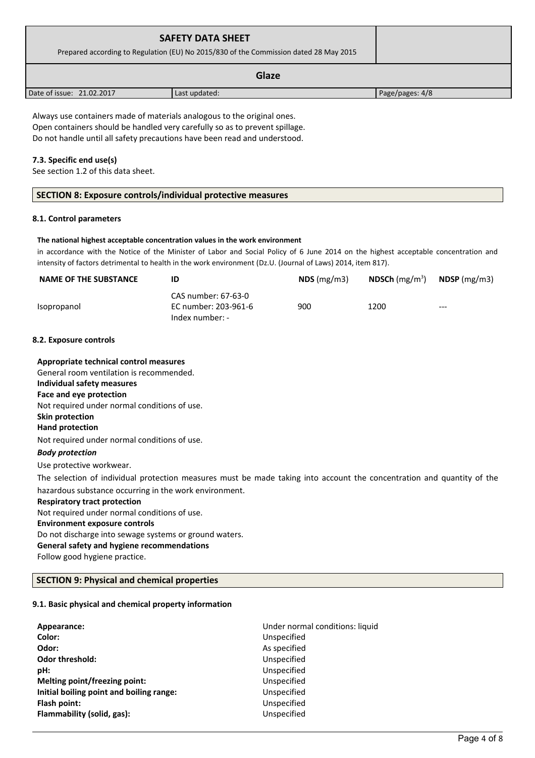Always use containers made of materials analogous to the original ones.
Open containers should be handled very carefully so as to prevent spillage.
Do not handle until all safety precautions have been read and understood.

### 7.3. Specific end use(s)

See section 1.2 of this data sheet.

## SECTION 8: Exposure controls/individual protective measures

### 8.1. Control parameters

**The national highest acceptable concentration values in the work environment**

in accordance with the Notice of the Minister of Labor and Social Policy of 6 June 2014 on the highest acceptable concentration and intensity of factors detrimental to health in the work environment (Dz.U. (Journal of Laws) 2014, item 817).

| NAME OF THE SUBSTANCE | ID | NDS (mg/m3) | NDSCh (mg/m$^3$) | NDSP (mg/m3) |
|---|---|---|---|---|
| Isopropanol | CAS number: 67-63-0<br>EC number: 203-961-6<br>Index number: - | 900 | 1200 | --- |

### 8.2. Exposure controls

**Appropriate technical control measures**
General room ventilation is recommended.
**Individual safety measures**
**Face and eye protection**
Not required under normal conditions of use.
**Skin protection**
**Hand protection**
Not required under normal conditions of use.
***Body protection***
Use protective workwear.
The selection of individual protection measures must be made taking into account the concentration and quantity of the hazardous substance occurring in the work environment.
**Respiratory tract protection**
Not required under normal conditions of use.
**Environment exposure controls**
Do not discharge into sewage systems or ground waters.
**General safety and hygiene recommendations**
Follow good hygiene practice.

## SECTION 9: Physical and chemical properties

### 9.1. Basic physical and chemical property information

| | |
|---|---|
| **Appearance:** | Under normal conditions: liquid |
| **Color:** | Unspecified |
| **Odor:** | As specified |
| **Odor threshold:** | Unspecified |
| **pH:** | Unspecified |
| **Melting point/freezing point:** | Unspecified |
| **Initial boiling point and boiling range:** | Unspecified |
| **Flash point:** | Unspecified |
| **Flammability (solid, gas):** | Unspecified |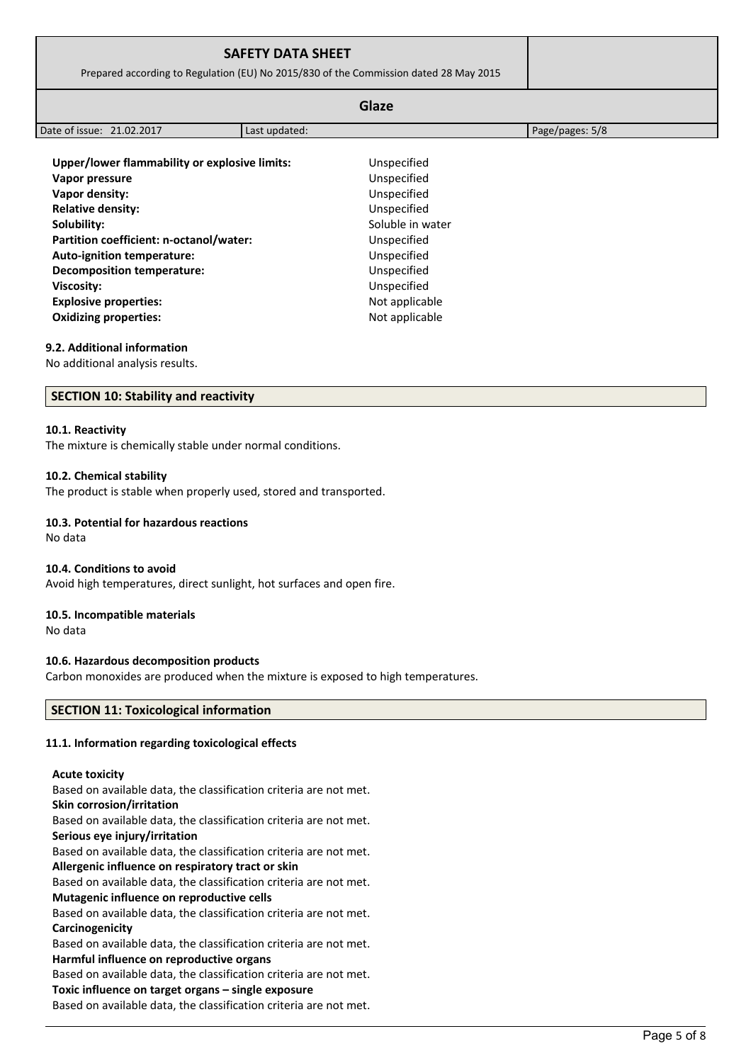| Property | Value |
| --- | --- |
| **Upper/lower flammability or explosive limits:** | Unspecified |
| **Vapor pressure** | Unspecified |
| **Vapor density:** | Unspecified |
| **Relative density:** | Unspecified |
| **Solubility:** | Soluble in water |
| **Partition coefficient: n-octanol/water:** | Unspecified |
| **Auto-ignition temperature:** | Unspecified |
| **Decomposition temperature:** | Unspecified |
| **Viscosity:** | Unspecified |
| **Explosive properties:** | Not applicable |
| **Oxidizing properties:** | Not applicable |

### 9.2. Additional information

No additional analysis results.

## SECTION 10: Stability and reactivity

### 10.1. Reactivity

The mixture is chemically stable under normal conditions.

### 10.2. Chemical stability

The product is stable when properly used, stored and transported.

### 10.3. Potential for hazardous reactions

No data

### 10.4. Conditions to avoid

Avoid high temperatures, direct sunlight, hot surfaces and open fire.

### 10.5. Incompatible materials

No data

### 10.6. Hazardous decomposition products

Carbon monoxides are produced when the mixture is exposed to high temperatures.

## SECTION 11: Toxicological information

### 11.1. Information regarding toxicological effects

**Acute toxicity**
Based on available data, the classification criteria are not met.

**Skin corrosion/irritation**
Based on available data, the classification criteria are not met.

**Serious eye injury/irritation**
Based on available data, the classification criteria are not met.

**Allergenic influence on respiratory tract or skin**
Based on available data, the classification criteria are not met.

**Mutagenic influence on reproductive cells**
Based on available data, the classification criteria are not met.

**Carcinogenicity**
Based on available data, the classification criteria are not met.

**Harmful influence on reproductive organs**
Based on available data, the classification criteria are not met.

**Toxic influence on target organs – single exposure**
Based on available data, the classification criteria are not met.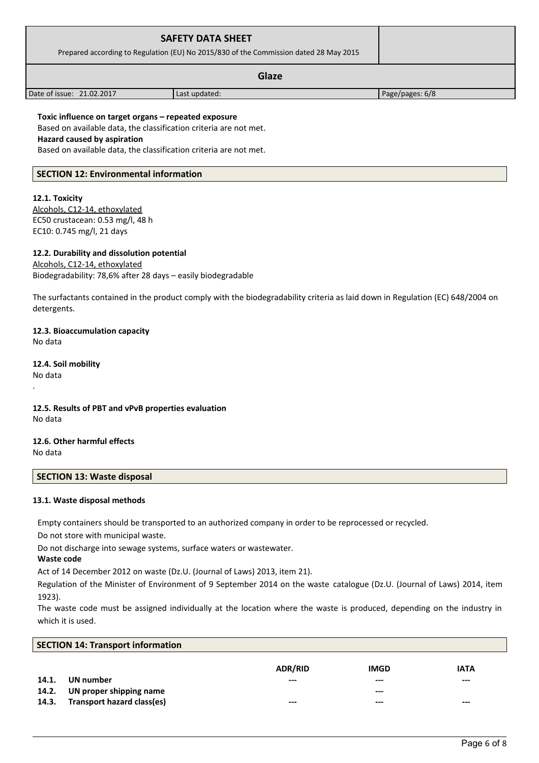**Toxic influence on target organs – repeated exposure**

Based on available data, the classification criteria are not met.

**Hazard caused by aspiration**

Based on available data, the classification criteria are not met.

## SECTION 12: Environmental information

**12.1. Toxicity**

Alcohols, C12-14, ethoxylated

EC50 crustacean: 0.53 mg/l, 48 h

EC10: 0.745 mg/l, 21 days

**12.2. Durability and dissolution potential**

Alcohols, C12-14, ethoxylated

Biodegradability: 78,6% after 28 days – easily biodegradable

The surfactants contained in the product comply with the biodegradability criteria as laid down in Regulation (EC) 648/2004 on detergents.

**12.3. Bioaccumulation capacity**

No data

**12.4. Soil mobility**

No data

.

**12.5. Results of PBT and vPvB properties evaluation**

No data

**12.6. Other harmful effects**

No data

## SECTION 13: Waste disposal

**13.1. Waste disposal methods**

Empty containers should be transported to an authorized company in order to be reprocessed or recycled.

Do not store with municipal waste.

Do not discharge into sewage systems, surface waters or wastewater.

**Waste code**

Act of 14 December 2012 on waste (Dz.U. (Journal of Laws) 2013, item 21).

Regulation of the Minister of Environment of 9 September 2014 on the waste catalogue (Dz.U. (Journal of Laws) 2014, item 1923).

The waste code must be assigned individually at the location where the waste is produced, depending on the industry in which it is used.

## SECTION 14: Transport information

| | | ADR/RID | IMGD | IATA |
|---|---|---|---|---|
| 14.1. | UN number | --- | --- | --- |
| 14.2. | UN proper shipping name | | --- | |
| 14.3. | Transport hazard class(es) | --- | --- | --- |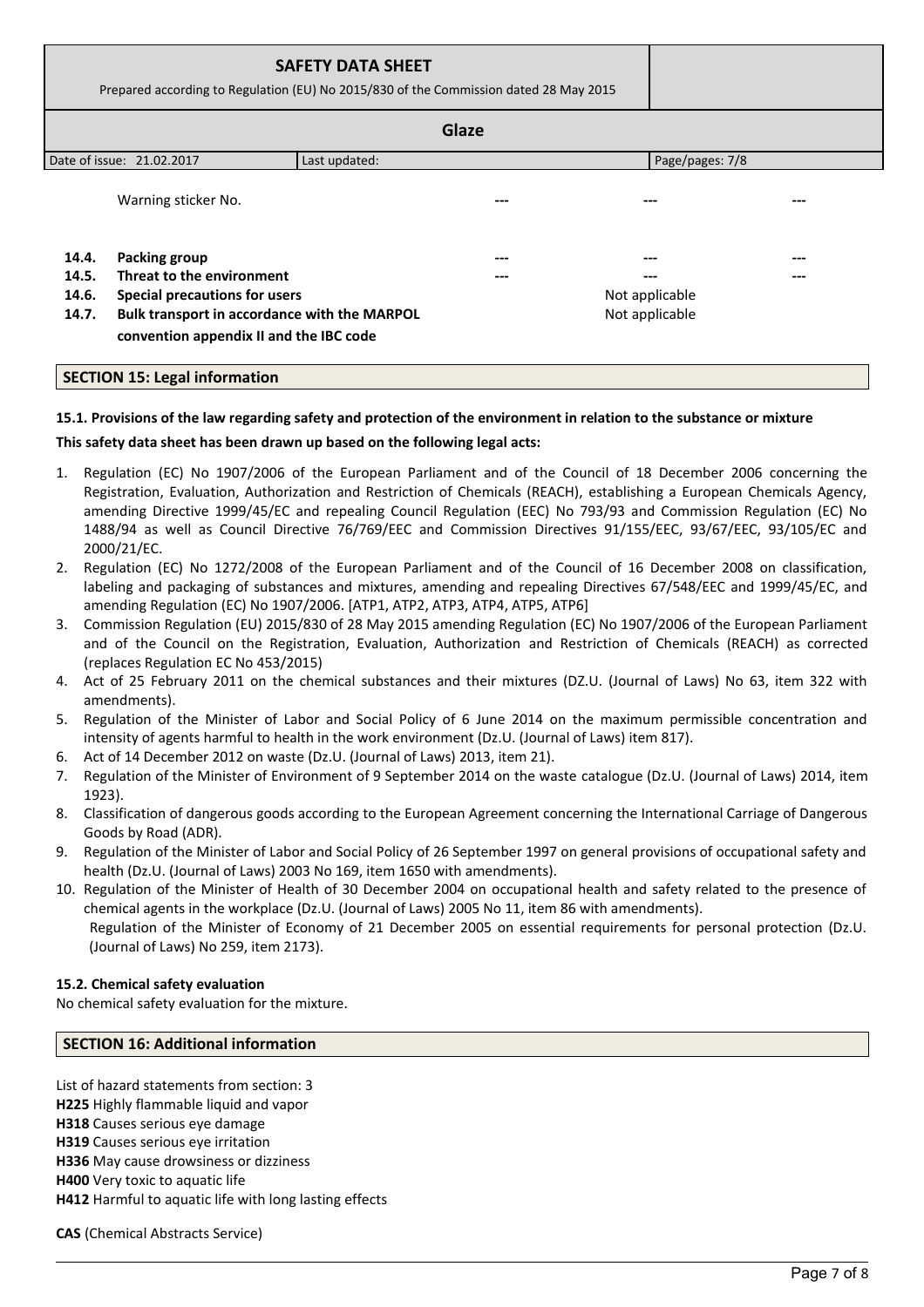| | | | | |
|---|---|---|---|---|
| | Warning sticker No. | --- | --- | --- |
| **14.4.** | **Packing group** | --- | --- | --- |
| **14.5.** | **Threat to the environment** | --- | --- | --- |
| **14.6.** | **Special precautions for users** | | Not applicable | |
| **14.7.** | **Bulk transport in accordance with the MARPOL convention appendix II and the IBC code** | | Not applicable | |

## SECTION 15: Legal information

**15.1. Provisions of the law regarding safety and protection of the environment in relation to the substance or mixture**

**This safety data sheet has been drawn up based on the following legal acts:**

1. Regulation (EC) No 1907/2006 of the European Parliament and of the Council of 18 December 2006 concerning the Registration, Evaluation, Authorization and Restriction of Chemicals (REACH), establishing a European Chemicals Agency, amending Directive 1999/45/EC and repealing Council Regulation (EEC) No 793/93 and Commission Regulation (EC) No 1488/94 as well as Council Directive 76/769/EEC and Commission Directives 91/155/EEC, 93/67/EEC, 93/105/EC and 2000/21/EC.
2. Regulation (EC) No 1272/2008 of the European Parliament and of the Council of 16 December 2008 on classification, labeling and packaging of substances and mixtures, amending and repealing Directives 67/548/EEC and 1999/45/EC, and amending Regulation (EC) No 1907/2006. [ATP1, ATP2, ATP3, ATP4, ATP5, ATP6]
3. Commission Regulation (EU) 2015/830 of 28 May 2015 amending Regulation (EC) No 1907/2006 of the European Parliament and of the Council on the Registration, Evaluation, Authorization and Restriction of Chemicals (REACH) as corrected (replaces Regulation EC No 453/2015)
4. Act of 25 February 2011 on the chemical substances and their mixtures (DZ.U. (Journal of Laws) No 63, item 322 with amendments).
5. Regulation of the Minister of Labor and Social Policy of 6 June 2014 on the maximum permissible concentration and intensity of agents harmful to health in the work environment (Dz.U. (Journal of Laws) item 817).
6. Act of 14 December 2012 on waste (Dz.U. (Journal of Laws) 2013, item 21).
7. Regulation of the Minister of Environment of 9 September 2014 on the waste catalogue (Dz.U. (Journal of Laws) 2014, item 1923).
8. Classification of dangerous goods according to the European Agreement concerning the International Carriage of Dangerous Goods by Road (ADR).
9. Regulation of the Minister of Labor and Social Policy of 26 September 1997 on general provisions of occupational safety and health (Dz.U. (Journal of Laws) 2003 No 169, item 1650 with amendments).
10. Regulation of the Minister of Health of 30 December 2004 on occupational health and safety related to the presence of chemical agents in the workplace (Dz.U. (Journal of Laws) 2005 No 11, item 86 with amendments).
    Regulation of the Minister of Economy of 21 December 2005 on essential requirements for personal protection (Dz.U. (Journal of Laws) No 259, item 2173).

**15.2. Chemical safety evaluation**

No chemical safety evaluation for the mixture.

## SECTION 16: Additional information

List of hazard statements from section: 3

**H225** Highly flammable liquid and vapor
**H318** Causes serious eye damage
**H319** Causes serious eye irritation
**H336** May cause drowsiness or dizziness
**H400** Very toxic to aquatic life
**H412** Harmful to aquatic life with long lasting effects

**CAS** (Chemical Abstracts Service)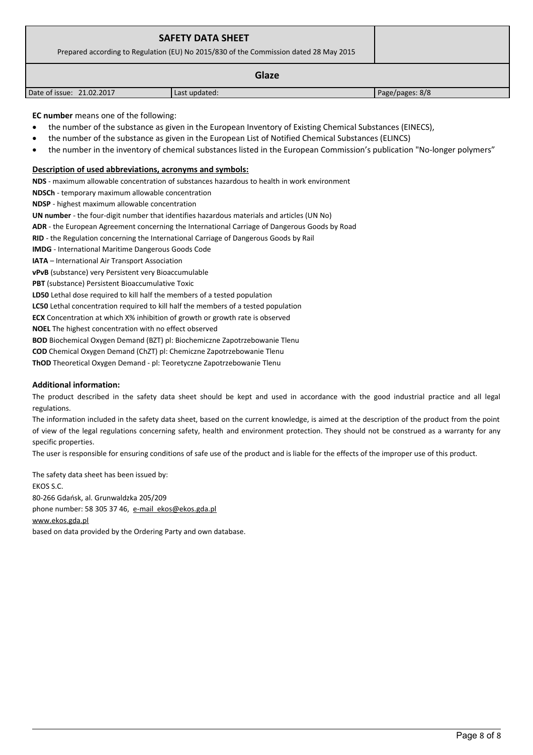**EC number** means one of the following:

- the number of the substance as given in the European Inventory of Existing Chemical Substances (EINECS),
- the number of the substance as given in the European List of Notified Chemical Substances (ELINCS)
- the number in the inventory of chemical substances listed in the European Commission's publication "No-longer polymers"

**Description of used abbreviations, acronyms and symbols:**

**NDS** - maximum allowable concentration of substances hazardous to health in work environment
**NDSCh** - temporary maximum allowable concentration
**NDSP** - highest maximum allowable concentration
**UN number** - the four-digit number that identifies hazardous materials and articles (UN No)
**ADR** - the European Agreement concerning the International Carriage of Dangerous Goods by Road
**RID** - the Regulation concerning the International Carriage of Dangerous Goods by Rail
**IMDG** - International Maritime Dangerous Goods Code
**IATA** – International Air Transport Association
**vPvB** (substance) very Persistent very Bioaccumulable
**PBT** (substance) Persistent Bioaccumulative Toxic
**LD50** Lethal dose required to kill half the members of a tested population
**LC50** Lethal concentration required to kill half the members of a tested population
**ECX** Concentration at which X% inhibition of growth or growth rate is observed
**NOEL** The highest concentration with no effect observed
**BOD** Biochemical Oxygen Demand (BZT) pl: Biochemiczne Zapotrzebowanie Tlenu
**COD** Chemical Oxygen Demand (ChZT) pl: Chemiczne Zapotrzebowanie Tlenu
**ThOD** Theoretical Oxygen Demand - pl: Teoretyczne Zapotrzebowanie Tlenu

**Additional information:**

The product described in the safety data sheet should be kept and used in accordance with the good industrial practice and all legal regulations.

The information included in the safety data sheet, based on the current knowledge, is aimed at the description of the product from the point of view of the legal regulations concerning safety, health and environment protection. They should not be construed as a warranty for any specific properties.

The user is responsible for ensuring conditions of safe use of the product and is liable for the effects of the improper use of this product.

The safety data sheet has been issued by:
EKOS S.C.
80-266 Gdańsk, al. Grunwaldzka 205/209
phone number: 58 305 37 46, e-mail ekos@ekos.gda.pl
www.ekos.gda.pl
based on data provided by the Ordering Party and own database.